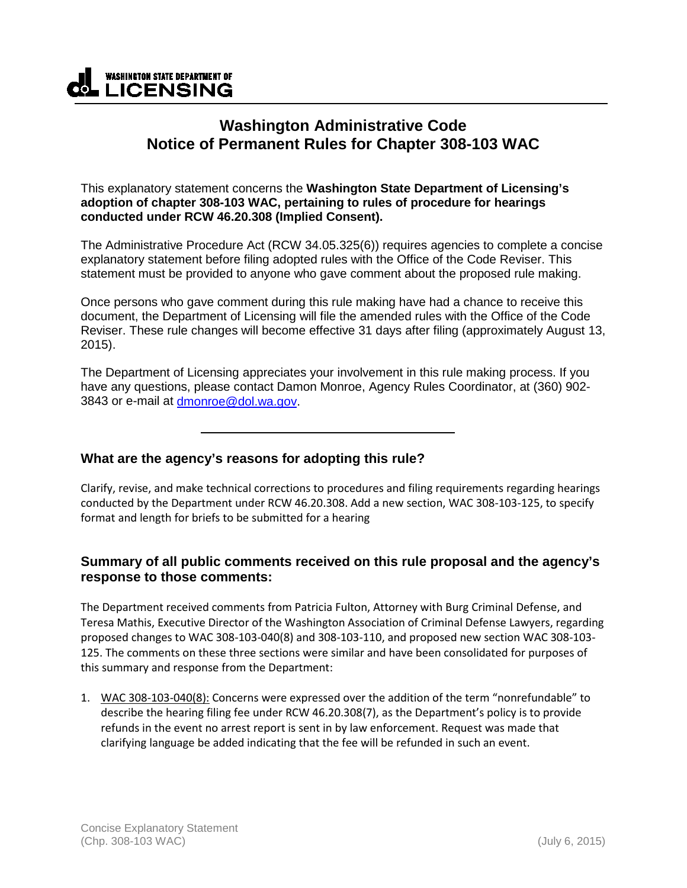**WASHINGTON STATE DEPARTMENT OF LICENSING**

# Washington Administrative Code
# Notice of Permanent Rules for Chapter 308-103 WAC

This explanatory statement concerns the **Washington State Department of Licensing's adoption of chapter 308-103 WAC, pertaining to rules of procedure for hearings conducted under RCW 46.20.308 (Implied Consent).**

The Administrative Procedure Act (RCW 34.05.325(6)) requires agencies to complete a concise explanatory statement before filing adopted rules with the Office of the Code Reviser. This statement must be provided to anyone who gave comment about the proposed rule making.

Once persons who gave comment during this rule making have had a chance to receive this document, the Department of Licensing will file the amended rules with the Office of the Code Reviser. These rule changes will become effective 31 days after filing (approximately August 13, 2015).

The Department of Licensing appreciates your involvement in this rule making process. If you have any questions, please contact Damon Monroe, Agency Rules Coordinator, at (360) 902-3843 or e-mail at dmonroe@dol.wa.gov.

---

## What are the agency's reasons for adopting this rule?

Clarify, revise, and make technical corrections to procedures and filing requirements regarding hearings conducted by the Department under RCW 46.20.308. Add a new section, WAC 308-103-125, to specify format and length for briefs to be submitted for a hearing

## Summary of all public comments received on this rule proposal and the agency's response to those comments:

The Department received comments from Patricia Fulton, Attorney with Burg Criminal Defense, and Teresa Mathis, Executive Director of the Washington Association of Criminal Defense Lawyers, regarding proposed changes to WAC 308-103-040(8) and 308-103-110, and proposed new section WAC 308-103-125. The comments on these three sections were similar and have been consolidated for purposes of this summary and response from the Department:

1. WAC 308-103-040(8): Concerns were expressed over the addition of the term "nonrefundable" to describe the hearing filing fee under RCW 46.20.308(7), as the Department's policy is to provide refunds in the event no arrest report is sent in by law enforcement. Request was made that clarifying language be added indicating that the fee will be refunded in such an event.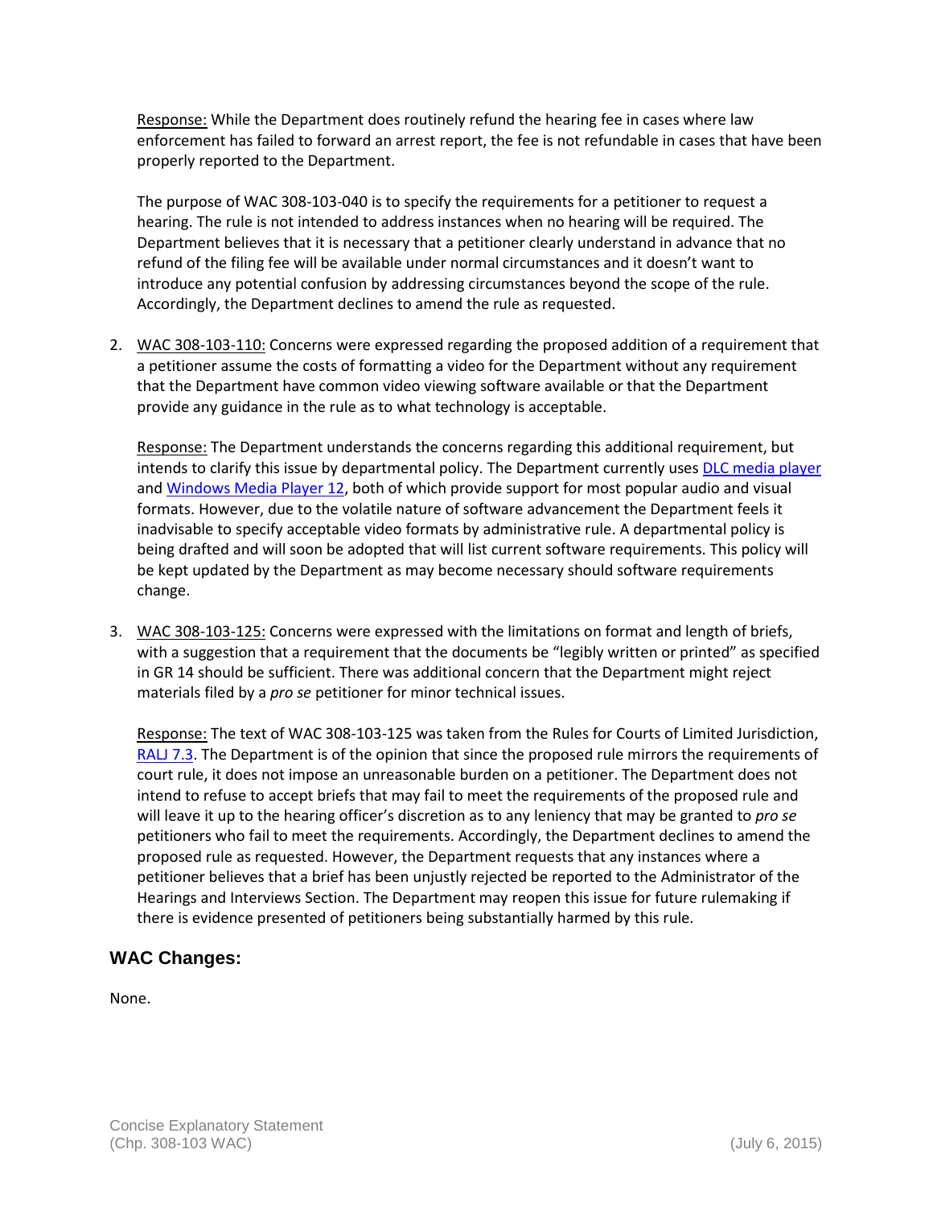Response: While the Department does routinely refund the hearing fee in cases where law enforcement has failed to forward an arrest report, the fee is not refundable in cases that have been properly reported to the Department.

The purpose of WAC 308-103-040 is to specify the requirements for a petitioner to request a hearing. The rule is not intended to address instances when no hearing will be required. The Department believes that it is necessary that a petitioner clearly understand in advance that no refund of the filing fee will be available under normal circumstances and it doesn't want to introduce any potential confusion by addressing circumstances beyond the scope of the rule. Accordingly, the Department declines to amend the rule as requested.

2. WAC 308-103-110: Concerns were expressed regarding the proposed addition of a requirement that a petitioner assume the costs of formatting a video for the Department without any requirement that the Department have common video viewing software available or that the Department provide any guidance in the rule as to what technology is acceptable.

   Response: The Department understands the concerns regarding this additional requirement, but intends to clarify this issue by departmental policy. The Department currently uses DLC media player and Windows Media Player 12, both of which provide support for most popular audio and visual formats. However, due to the volatile nature of software advancement the Department feels it inadvisable to specify acceptable video formats by administrative rule. A departmental policy is being drafted and will soon be adopted that will list current software requirements. This policy will be kept updated by the Department as may become necessary should software requirements change.

3. WAC 308-103-125: Concerns were expressed with the limitations on format and length of briefs, with a suggestion that a requirement that the documents be "legibly written or printed" as specified in GR 14 should be sufficient. There was additional concern that the Department might reject materials filed by a *pro se* petitioner for minor technical issues.

   Response: The text of WAC 308-103-125 was taken from the Rules for Courts of Limited Jurisdiction, RALJ 7.3. The Department is of the opinion that since the proposed rule mirrors the requirements of court rule, it does not impose an unreasonable burden on a petitioner. The Department does not intend to refuse to accept briefs that may fail to meet the requirements of the proposed rule and will leave it up to the hearing officer's discretion as to any leniency that may be granted to *pro se* petitioners who fail to meet the requirements. Accordingly, the Department declines to amend the proposed rule as requested. However, the Department requests that any instances where a petitioner believes that a brief has been unjustly rejected be reported to the Administrator of the Hearings and Interviews Section. The Department may reopen this issue for future rulemaking if there is evidence presented of petitioners being substantially harmed by this rule.

## WAC Changes:

None.